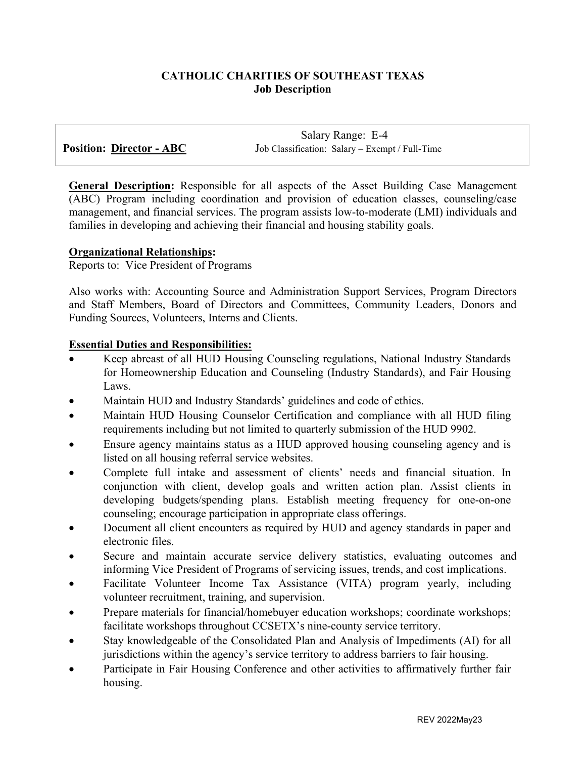**CATHOLIC CHARITIES OF SOUTHEAST TEXAS**
**Job Description**

| **Position: Director - ABC** | Salary Range: E-4<br>Job Classification: Salary – Exempt / Full-Time |
|---|---|

**General Description:** Responsible for all aspects of the Asset Building Case Management (ABC) Program including coordination and provision of education classes, counseling/case management, and financial services. The program assists low-to-moderate (LMI) individuals and families in developing and achieving their financial and housing stability goals.

**Organizational Relationships:**
Reports to: Vice President of Programs

Also works with: Accounting Source and Administration Support Services, Program Directors and Staff Members, Board of Directors and Committees, Community Leaders, Donors and Funding Sources, Volunteers, Interns and Clients.

**Essential Duties and Responsibilities:**

- Keep abreast of all HUD Housing Counseling regulations, National Industry Standards for Homeownership Education and Counseling (Industry Standards), and Fair Housing Laws.
- Maintain HUD and Industry Standards' guidelines and code of ethics.
- Maintain HUD Housing Counselor Certification and compliance with all HUD filing requirements including but not limited to quarterly submission of the HUD 9902.
- Ensure agency maintains status as a HUD approved housing counseling agency and is listed on all housing referral service websites.
- Complete full intake and assessment of clients' needs and financial situation. In conjunction with client, develop goals and written action plan. Assist clients in developing budgets/spending plans. Establish meeting frequency for one-on-one counseling; encourage participation in appropriate class offerings.
- Document all client encounters as required by HUD and agency standards in paper and electronic files.
- Secure and maintain accurate service delivery statistics, evaluating outcomes and informing Vice President of Programs of servicing issues, trends, and cost implications.
- Facilitate Volunteer Income Tax Assistance (VITA) program yearly, including volunteer recruitment, training, and supervision.
- Prepare materials for financial/homebuyer education workshops; coordinate workshops; facilitate workshops throughout CCSETX's nine-county service territory.
- Stay knowledgeable of the Consolidated Plan and Analysis of Impediments (AI) for all jurisdictions within the agency's service territory to address barriers to fair housing.
- Participate in Fair Housing Conference and other activities to affirmatively further fair housing.

REV 2022May23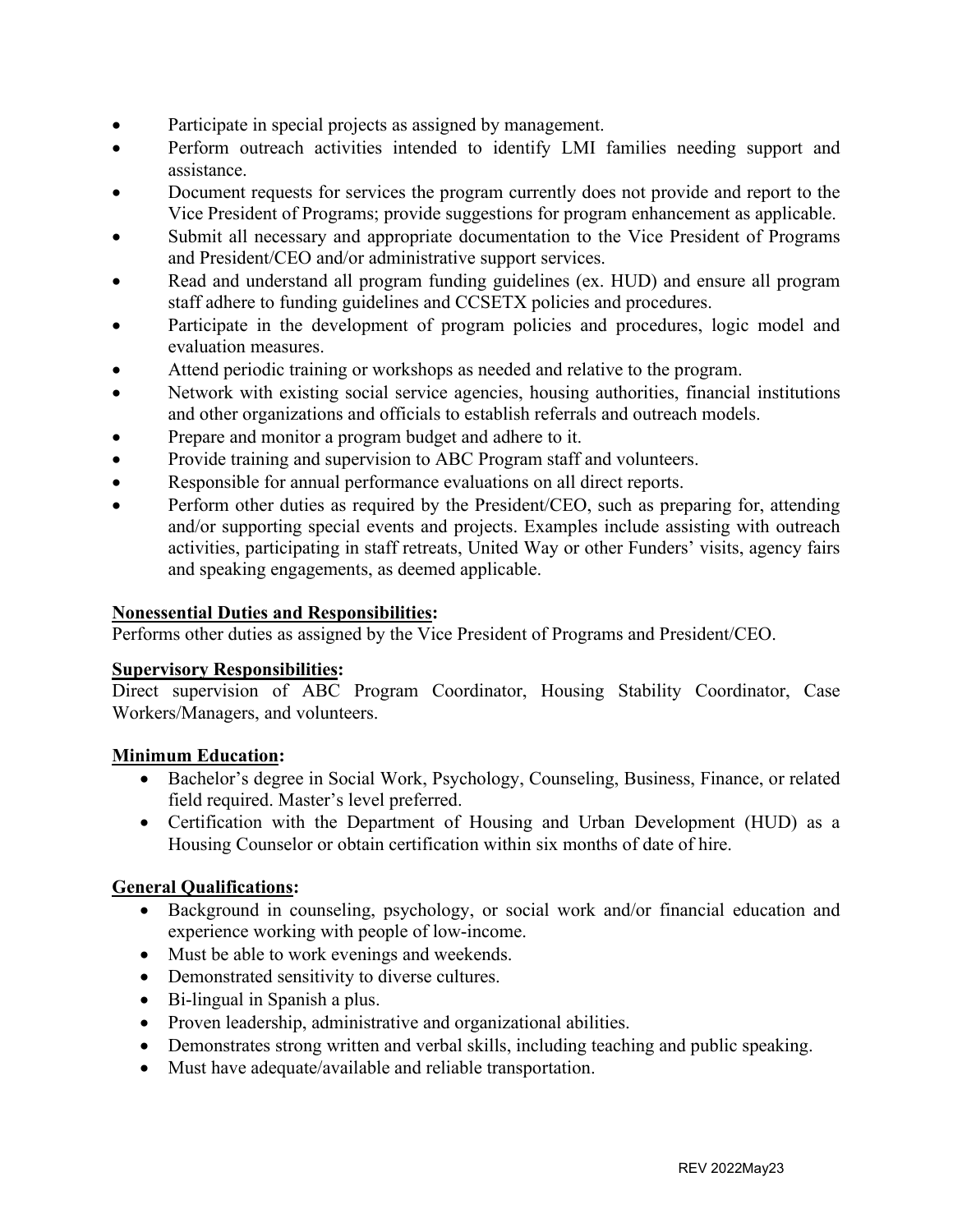- Participate in special projects as assigned by management.
- Perform outreach activities intended to identify LMI families needing support and assistance.
- Document requests for services the program currently does not provide and report to the Vice President of Programs; provide suggestions for program enhancement as applicable.
- Submit all necessary and appropriate documentation to the Vice President of Programs and President/CEO and/or administrative support services.
- Read and understand all program funding guidelines (ex. HUD) and ensure all program staff adhere to funding guidelines and CCSETX policies and procedures.
- Participate in the development of program policies and procedures, logic model and evaluation measures.
- Attend periodic training or workshops as needed and relative to the program.
- Network with existing social service agencies, housing authorities, financial institutions and other organizations and officials to establish referrals and outreach models.
- Prepare and monitor a program budget and adhere to it.
- Provide training and supervision to ABC Program staff and volunteers.
- Responsible for annual performance evaluations on all direct reports.
- Perform other duties as required by the President/CEO, such as preparing for, attending and/or supporting special events and projects. Examples include assisting with outreach activities, participating in staff retreats, United Way or other Funders' visits, agency fairs and speaking engagements, as deemed applicable.

**Nonessential Duties and Responsibilities:**

Performs other duties as assigned by the Vice President of Programs and President/CEO.

**Supervisory Responsibilities:**

Direct supervision of ABC Program Coordinator, Housing Stability Coordinator, Case Workers/Managers, and volunteers.

**Minimum Education:**

- Bachelor's degree in Social Work, Psychology, Counseling, Business, Finance, or related field required. Master's level preferred.
- Certification with the Department of Housing and Urban Development (HUD) as a Housing Counselor or obtain certification within six months of date of hire.

**General Qualifications:**

- Background in counseling, psychology, or social work and/or financial education and experience working with people of low-income.
- Must be able to work evenings and weekends.
- Demonstrated sensitivity to diverse cultures.
- Bi-lingual in Spanish a plus.
- Proven leadership, administrative and organizational abilities.
- Demonstrates strong written and verbal skills, including teaching and public speaking.
- Must have adequate/available and reliable transportation.

REV 2022May23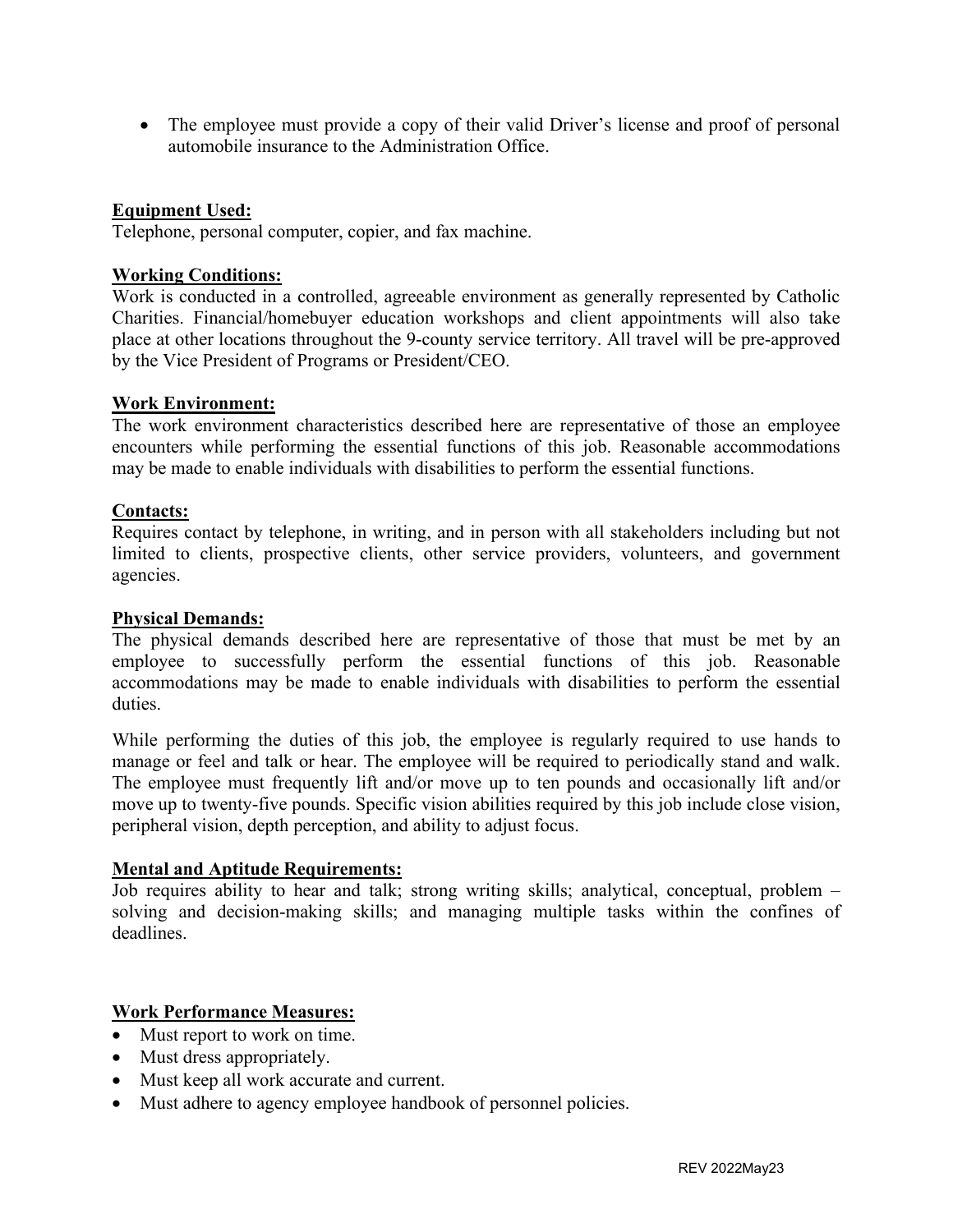- The employee must provide a copy of their valid Driver's license and proof of personal automobile insurance to the Administration Office.

**Equipment Used:**
Telephone, personal computer, copier, and fax machine.

**Working Conditions:**
Work is conducted in a controlled, agreeable environment as generally represented by Catholic Charities. Financial/homebuyer education workshops and client appointments will also take place at other locations throughout the 9-county service territory. All travel will be pre-approved by the Vice President of Programs or President/CEO.

**Work Environment:**
The work environment characteristics described here are representative of those an employee encounters while performing the essential functions of this job. Reasonable accommodations may be made to enable individuals with disabilities to perform the essential functions.

**Contacts:**
Requires contact by telephone, in writing, and in person with all stakeholders including but not limited to clients, prospective clients, other service providers, volunteers, and government agencies.

**Physical Demands:**
The physical demands described here are representative of those that must be met by an employee to successfully perform the essential functions of this job. Reasonable accommodations may be made to enable individuals with disabilities to perform the essential duties.

While performing the duties of this job, the employee is regularly required to use hands to manage or feel and talk or hear. The employee will be required to periodically stand and walk. The employee must frequently lift and/or move up to ten pounds and occasionally lift and/or move up to twenty-five pounds. Specific vision abilities required by this job include close vision, peripheral vision, depth perception, and ability to adjust focus.

**Mental and Aptitude Requirements:**
Job requires ability to hear and talk; strong writing skills; analytical, conceptual, problem – solving and decision-making skills; and managing multiple tasks within the confines of deadlines.

**Work Performance Measures:**

- Must report to work on time.
- Must dress appropriately.
- Must keep all work accurate and current.
- Must adhere to agency employee handbook of personnel policies.

REV 2022May23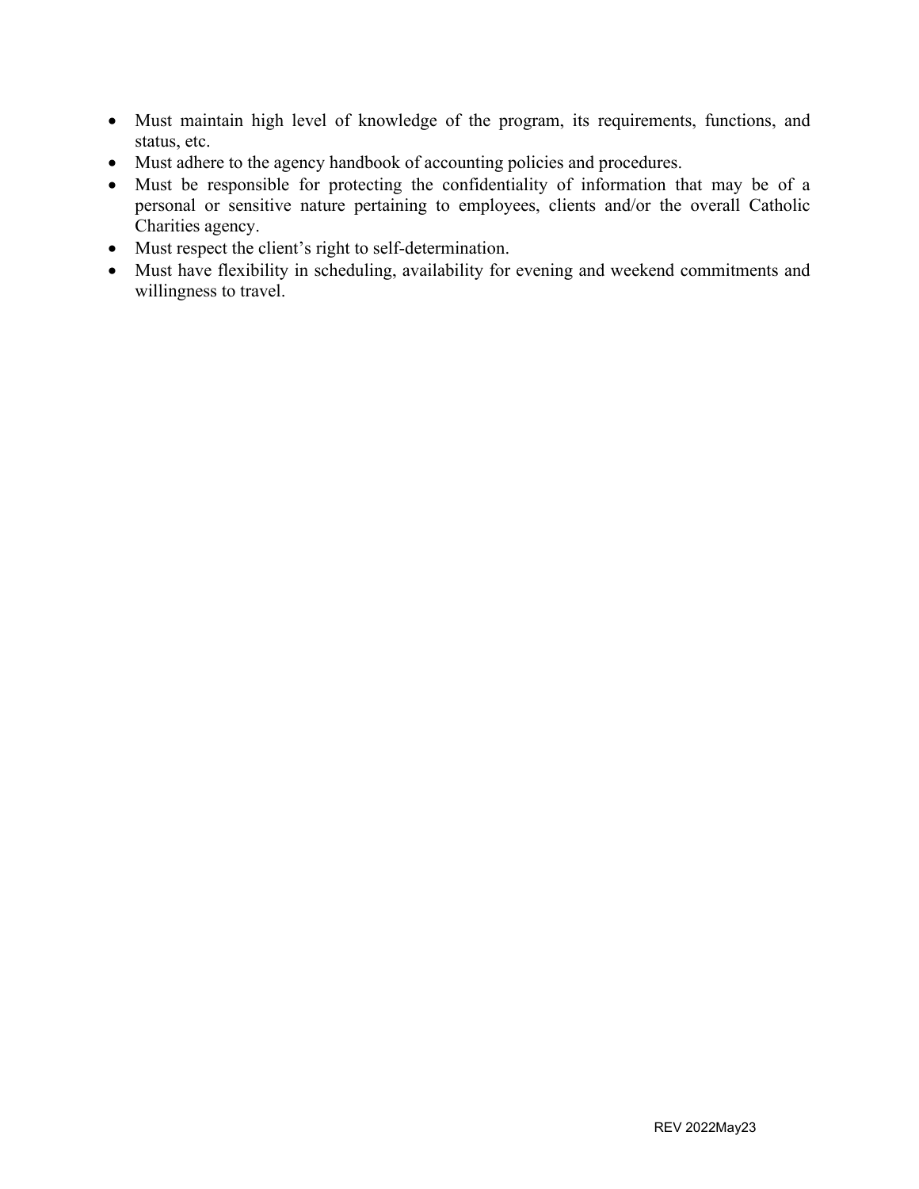- Must maintain high level of knowledge of the program, its requirements, functions, and status, etc.
- Must adhere to the agency handbook of accounting policies and procedures.
- Must be responsible for protecting the confidentiality of information that may be of a personal or sensitive nature pertaining to employees, clients and/or the overall Catholic Charities agency.
- Must respect the client's right to self-determination.
- Must have flexibility in scheduling, availability for evening and weekend commitments and willingness to travel.

REV 2022May23